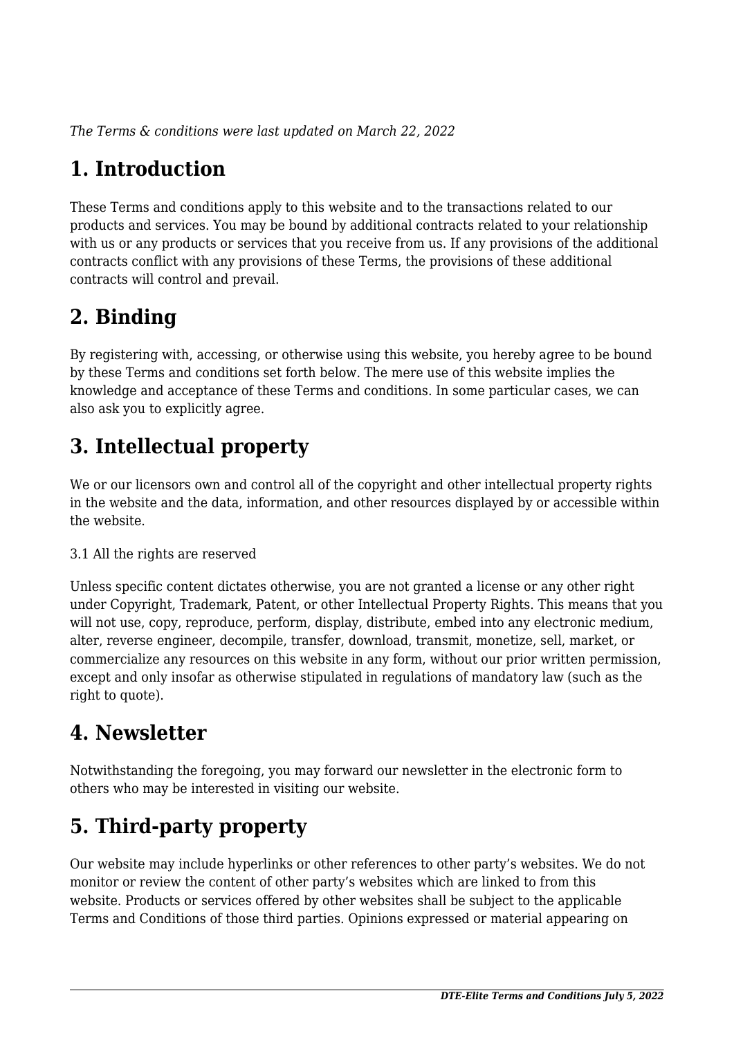*The Terms & conditions were last updated on March 22, 2022*

# 1. Introduction

These Terms and conditions apply to this website and to the transactions related to our products and services. You may be bound by additional contracts related to your relationship with us or any products or services that you receive from us. If any provisions of the additional contracts conflict with any provisions of these Terms, the provisions of these additional contracts will control and prevail.

# 2. Binding

By registering with, accessing, or otherwise using this website, you hereby agree to be bound by these Terms and conditions set forth below. The mere use of this website implies the knowledge and acceptance of these Terms and conditions. In some particular cases, we can also ask you to explicitly agree.

# 3. Intellectual property

We or our licensors own and control all of the copyright and other intellectual property rights in the website and the data, information, and other resources displayed by or accessible within the website.

3.1 All the rights are reserved

Unless specific content dictates otherwise, you are not granted a license or any other right under Copyright, Trademark, Patent, or other Intellectual Property Rights. This means that you will not use, copy, reproduce, perform, display, distribute, embed into any electronic medium, alter, reverse engineer, decompile, transfer, download, transmit, monetize, sell, market, or commercialize any resources on this website in any form, without our prior written permission, except and only insofar as otherwise stipulated in regulations of mandatory law (such as the right to quote).

# 4. Newsletter

Notwithstanding the foregoing, you may forward our newsletter in the electronic form to others who may be interested in visiting our website.

# 5. Third-party property

Our website may include hyperlinks or other references to other party's websites. We do not monitor or review the content of other party's websites which are linked to from this website. Products or services offered by other websites shall be subject to the applicable Terms and Conditions of those third parties. Opinions expressed or material appearing on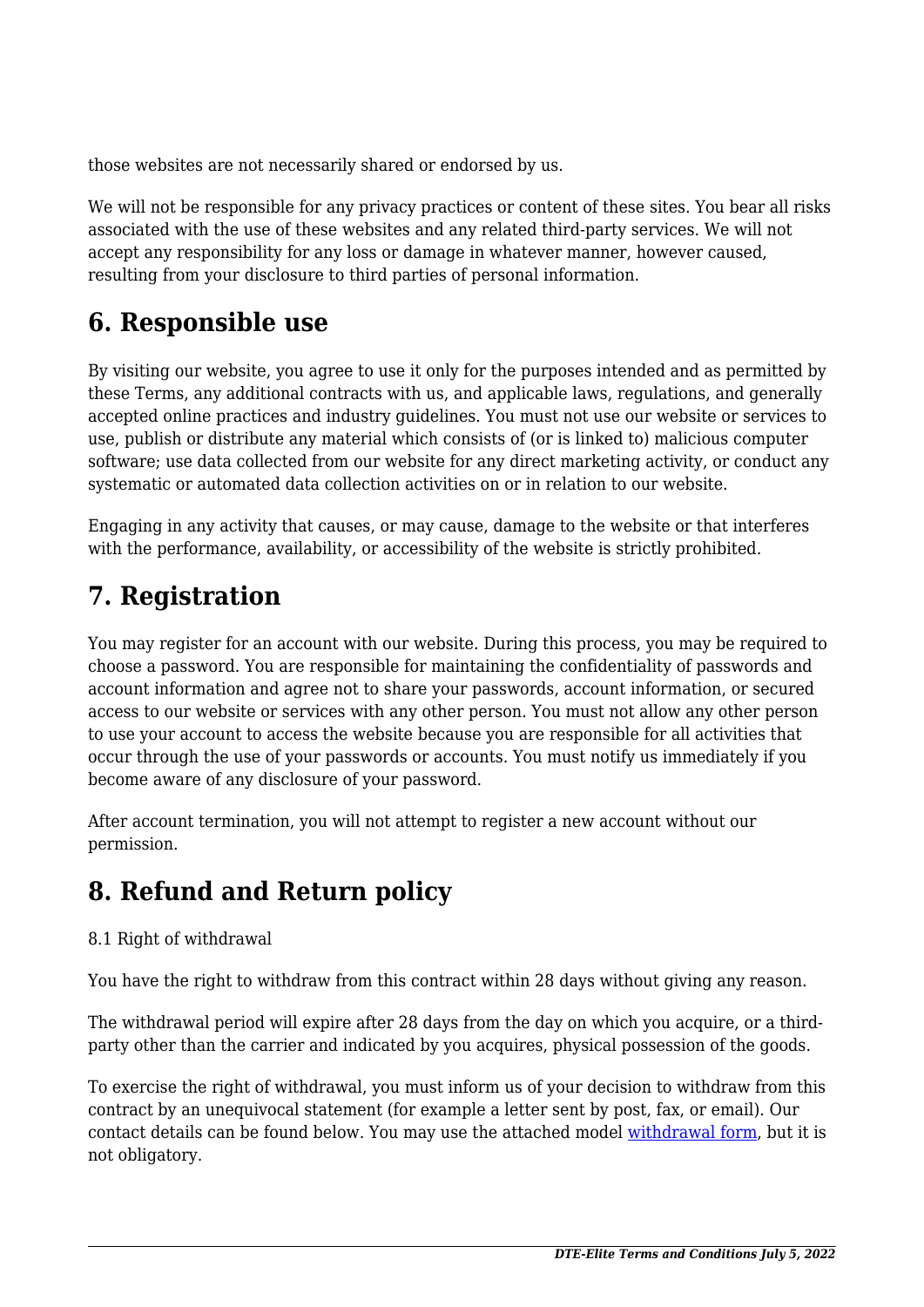those websites are not necessarily shared or endorsed by us.

We will not be responsible for any privacy practices or content of these sites. You bear all risks associated with the use of these websites and any related third-party services. We will not accept any responsibility for any loss or damage in whatever manner, however caused, resulting from your disclosure to third parties of personal information.

## 6. Responsible use

By visiting our website, you agree to use it only for the purposes intended and as permitted by these Terms, any additional contracts with us, and applicable laws, regulations, and generally accepted online practices and industry guidelines. You must not use our website or services to use, publish or distribute any material which consists of (or is linked to) malicious computer software; use data collected from our website for any direct marketing activity, or conduct any systematic or automated data collection activities on or in relation to our website.

Engaging in any activity that causes, or may cause, damage to the website or that interferes with the performance, availability, or accessibility of the website is strictly prohibited.

## 7. Registration

You may register for an account with our website. During this process, you may be required to choose a password. You are responsible for maintaining the confidentiality of passwords and account information and agree not to share your passwords, account information, or secured access to our website or services with any other person. You must not allow any other person to use your account to access the website because you are responsible for all activities that occur through the use of your passwords or accounts. You must notify us immediately if you become aware of any disclosure of your password.

After account termination, you will not attempt to register a new account without our permission.

## 8. Refund and Return policy

8.1 Right of withdrawal

You have the right to withdraw from this contract within 28 days without giving any reason.

The withdrawal period will expire after 28 days from the day on which you acquire, or a third-party other than the carrier and indicated by you acquires, physical possession of the goods.

To exercise the right of withdrawal, you must inform us of your decision to withdraw from this contract by an unequivocal statement (for example a letter sent by post, fax, or email). Our contact details can be found below. You may use the attached model withdrawal form, but it is not obligatory.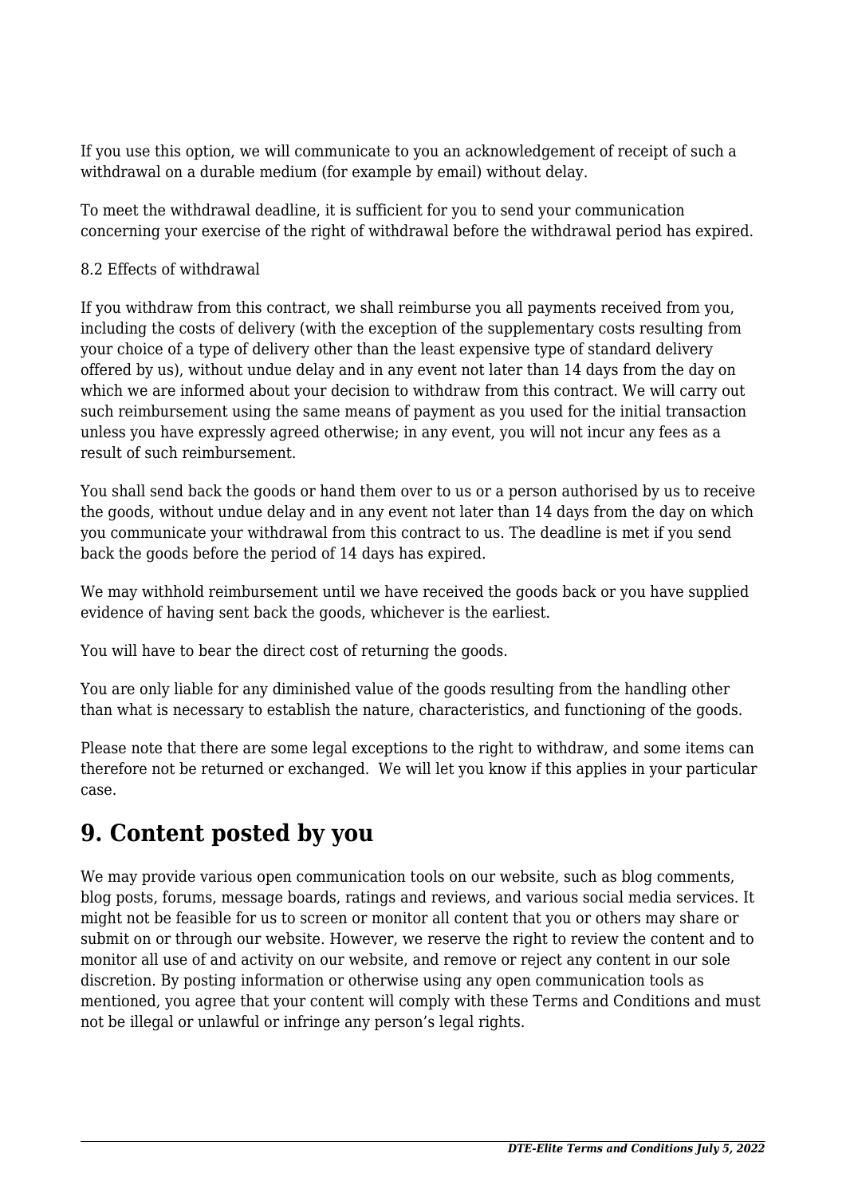If you use this option, we will communicate to you an acknowledgement of receipt of such a withdrawal on a durable medium (for example by email) without delay.

To meet the withdrawal deadline, it is sufficient for you to send your communication concerning your exercise of the right of withdrawal before the withdrawal period has expired.

8.2 Effects of withdrawal

If you withdraw from this contract, we shall reimburse you all payments received from you, including the costs of delivery (with the exception of the supplementary costs resulting from your choice of a type of delivery other than the least expensive type of standard delivery offered by us), without undue delay and in any event not later than 14 days from the day on which we are informed about your decision to withdraw from this contract. We will carry out such reimbursement using the same means of payment as you used for the initial transaction unless you have expressly agreed otherwise; in any event, you will not incur any fees as a result of such reimbursement.

You shall send back the goods or hand them over to us or a person authorised by us to receive the goods, without undue delay and in any event not later than 14 days from the day on which you communicate your withdrawal from this contract to us. The deadline is met if you send back the goods before the period of 14 days has expired.

We may withhold reimbursement until we have received the goods back or you have supplied evidence of having sent back the goods, whichever is the earliest.

You will have to bear the direct cost of returning the goods.

You are only liable for any diminished value of the goods resulting from the handling other than what is necessary to establish the nature, characteristics, and functioning of the goods.

Please note that there are some legal exceptions to the right to withdraw, and some items can therefore not be returned or exchanged. We will let you know if this applies in your particular case.

## 9. Content posted by you

We may provide various open communication tools on our website, such as blog comments, blog posts, forums, message boards, ratings and reviews, and various social media services. It might not be feasible for us to screen or monitor all content that you or others may share or submit on or through our website. However, we reserve the right to review the content and to monitor all use of and activity on our website, and remove or reject any content in our sole discretion. By posting information or otherwise using any open communication tools as mentioned, you agree that your content will comply with these Terms and Conditions and must not be illegal or unlawful or infringe any person's legal rights.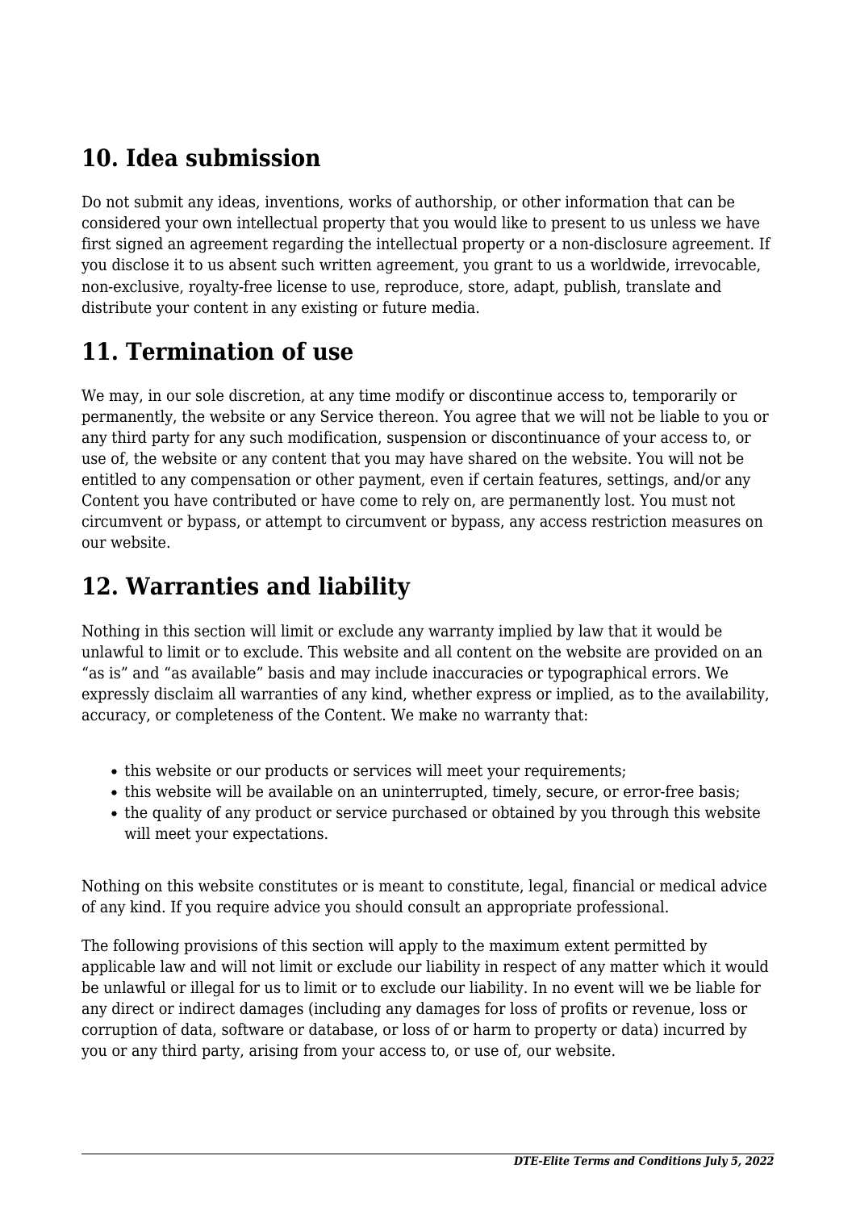## 10. Idea submission

Do not submit any ideas, inventions, works of authorship, or other information that can be considered your own intellectual property that you would like to present to us unless we have first signed an agreement regarding the intellectual property or a non-disclosure agreement. If you disclose it to us absent such written agreement, you grant to us a worldwide, irrevocable, non-exclusive, royalty-free license to use, reproduce, store, adapt, publish, translate and distribute your content in any existing or future media.

## 11. Termination of use

We may, in our sole discretion, at any time modify or discontinue access to, temporarily or permanently, the website or any Service thereon. You agree that we will not be liable to you or any third party for any such modification, suspension or discontinuance of your access to, or use of, the website or any content that you may have shared on the website. You will not be entitled to any compensation or other payment, even if certain features, settings, and/or any Content you have contributed or have come to rely on, are permanently lost. You must not circumvent or bypass, or attempt to circumvent or bypass, any access restriction measures on our website.

## 12. Warranties and liability

Nothing in this section will limit or exclude any warranty implied by law that it would be unlawful to limit or to exclude. This website and all content on the website are provided on an "as is" and "as available" basis and may include inaccuracies or typographical errors. We expressly disclaim all warranties of any kind, whether express or implied, as to the availability, accuracy, or completeness of the Content. We make no warranty that:

- this website or our products or services will meet your requirements;
- this website will be available on an uninterrupted, timely, secure, or error-free basis;
- the quality of any product or service purchased or obtained by you through this website will meet your expectations.

Nothing on this website constitutes or is meant to constitute, legal, financial or medical advice of any kind. If you require advice you should consult an appropriate professional.

The following provisions of this section will apply to the maximum extent permitted by applicable law and will not limit or exclude our liability in respect of any matter which it would be unlawful or illegal for us to limit or to exclude our liability. In no event will we be liable for any direct or indirect damages (including any damages for loss of profits or revenue, loss or corruption of data, software or database, or loss of or harm to property or data) incurred by you or any third party, arising from your access to, or use of, our website.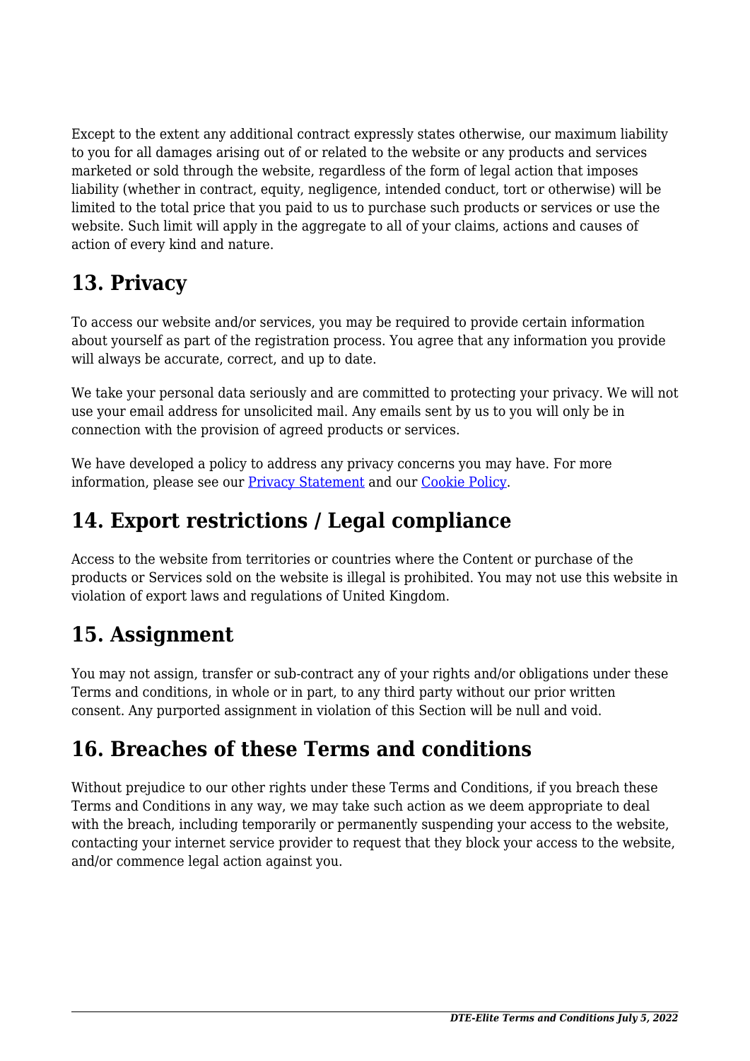Except to the extent any additional contract expressly states otherwise, our maximum liability to you for all damages arising out of or related to the website or any products and services marketed or sold through the website, regardless of the form of legal action that imposes liability (whether in contract, equity, negligence, intended conduct, tort or otherwise) will be limited to the total price that you paid to us to purchase such products or services or use the website. Such limit will apply in the aggregate to all of your claims, actions and causes of action of every kind and nature.

## 13. Privacy

To access our website and/or services, you may be required to provide certain information about yourself as part of the registration process. You agree that any information you provide will always be accurate, correct, and up to date.

We take your personal data seriously and are committed to protecting your privacy. We will not use your email address for unsolicited mail. Any emails sent by us to you will only be in connection with the provision of agreed products or services.

We have developed a policy to address any privacy concerns you may have. For more information, please see our [Privacy Statement] and our [Cookie Policy].

## 14. Export restrictions / Legal compliance

Access to the website from territories or countries where the Content or purchase of the products or Services sold on the website is illegal is prohibited. You may not use this website in violation of export laws and regulations of United Kingdom.

## 15. Assignment

You may not assign, transfer or sub-contract any of your rights and/or obligations under these Terms and conditions, in whole or in part, to any third party without our prior written consent. Any purported assignment in violation of this Section will be null and void.

## 16. Breaches of these Terms and conditions

Without prejudice to our other rights under these Terms and Conditions, if you breach these Terms and Conditions in any way, we may take such action as we deem appropriate to deal with the breach, including temporarily or permanently suspending your access to the website, contacting your internet service provider to request that they block your access to the website, and/or commence legal action against you.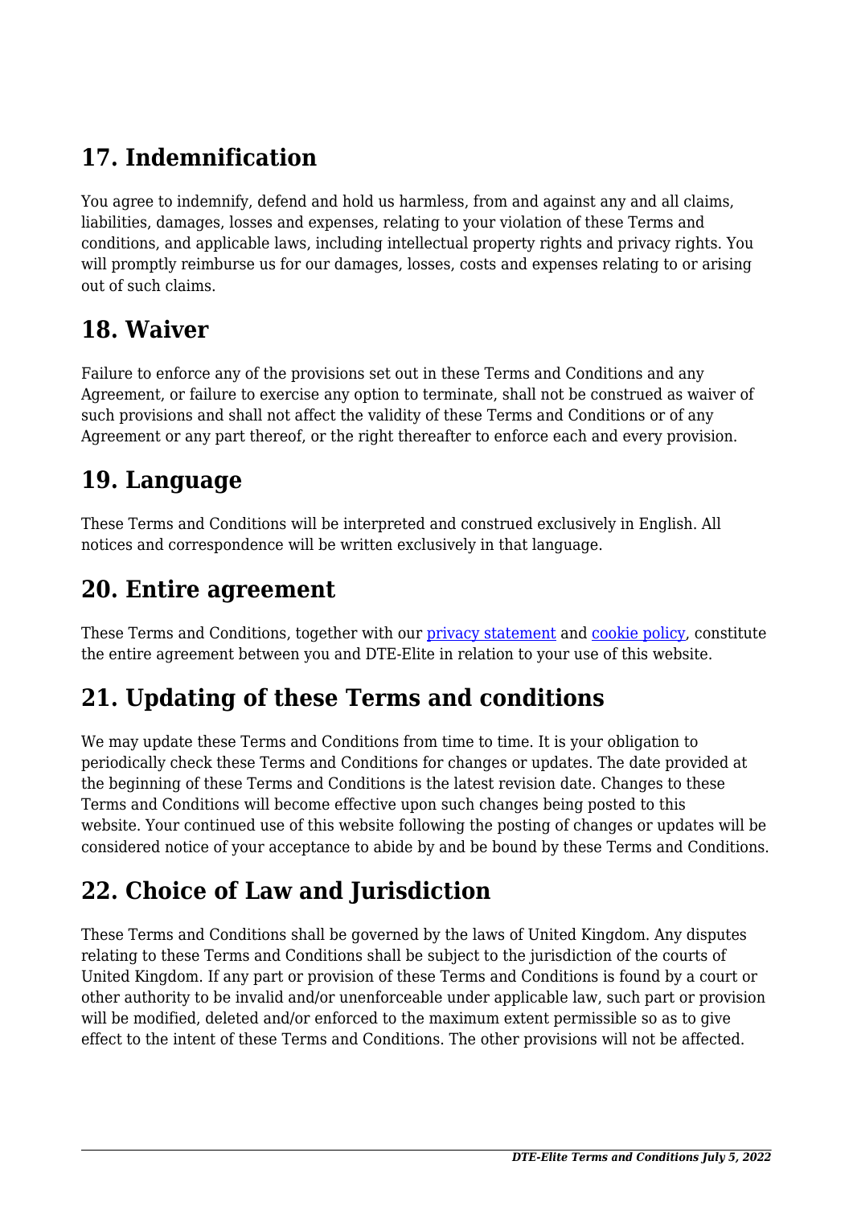## 17. Indemnification

You agree to indemnify, defend and hold us harmless, from and against any and all claims, liabilities, damages, losses and expenses, relating to your violation of these Terms and conditions, and applicable laws, including intellectual property rights and privacy rights. You will promptly reimburse us for our damages, losses, costs and expenses relating to or arising out of such claims.

## 18. Waiver

Failure to enforce any of the provisions set out in these Terms and Conditions and any Agreement, or failure to exercise any option to terminate, shall not be construed as waiver of such provisions and shall not affect the validity of these Terms and Conditions or of any Agreement or any part thereof, or the right thereafter to enforce each and every provision.

## 19. Language

These Terms and Conditions will be interpreted and construed exclusively in English. All notices and correspondence will be written exclusively in that language.

## 20. Entire agreement

These Terms and Conditions, together with our privacy statement and cookie policy, constitute the entire agreement between you and DTE-Elite in relation to your use of this website.

## 21. Updating of these Terms and conditions

We may update these Terms and Conditions from time to time. It is your obligation to periodically check these Terms and Conditions for changes or updates. The date provided at the beginning of these Terms and Conditions is the latest revision date. Changes to these Terms and Conditions will become effective upon such changes being posted to this website. Your continued use of this website following the posting of changes or updates will be considered notice of your acceptance to abide by and be bound by these Terms and Conditions.

## 22. Choice of Law and Jurisdiction

These Terms and Conditions shall be governed by the laws of United Kingdom. Any disputes relating to these Terms and Conditions shall be subject to the jurisdiction of the courts of United Kingdom. If any part or provision of these Terms and Conditions is found by a court or other authority to be invalid and/or unenforceable under applicable law, such part or provision will be modified, deleted and/or enforced to the maximum extent permissible so as to give effect to the intent of these Terms and Conditions. The other provisions will not be affected.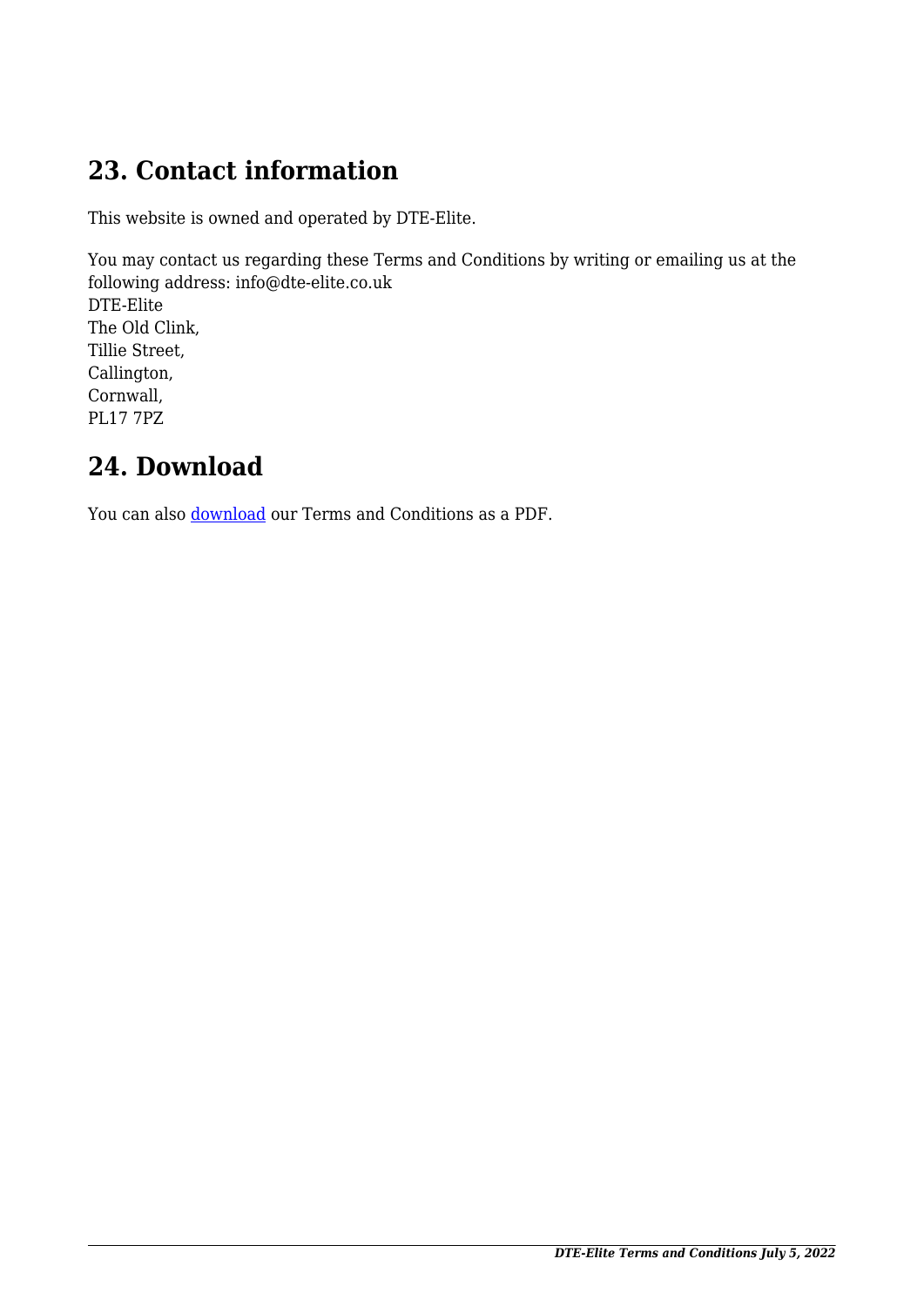## 23. Contact information

This website is owned and operated by DTE-Elite.

You may contact us regarding these Terms and Conditions by writing or emailing us at the following address: info@dte-elite.co.uk
DTE-Elite
The Old Clink,
Tillie Street,
Callington,
Cornwall,
PL17 7PZ

## 24. Download

You can also download our Terms and Conditions as a PDF.